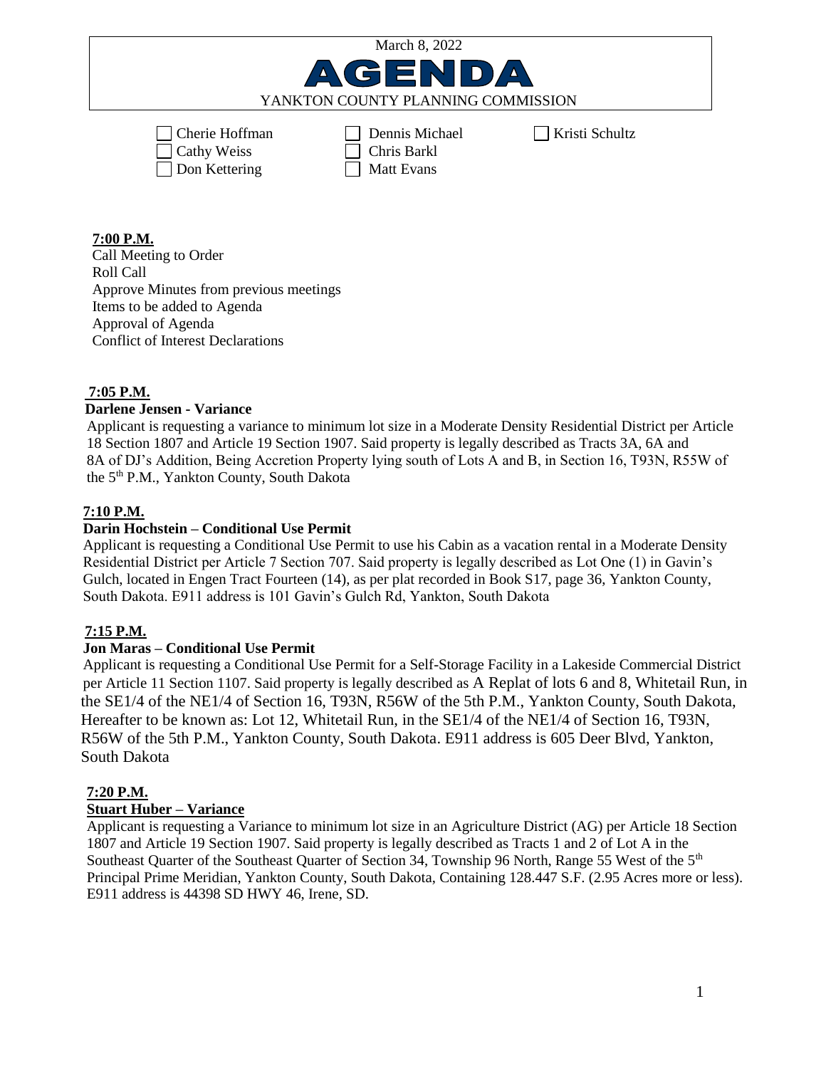March 8, 2022

# AGENDA

YANKTON COUNTY PLANNING COMMISSION

- [ ] Cherie Hoffman
- [ ] Cathy Weiss
- [ ] Don Kettering
- [ ] Dennis Michael
- [ ] Chris Barkl
- [ ] Matt Evans
- [ ] Kristi Schultz

**7:00 P.M.**

Call Meeting to Order
Roll Call
Approve Minutes from previous meetings
Items to be added to Agenda
Approval of Agenda
Conflict of Interest Declarations

**7:05 P.M.**

**Darlene Jensen - Variance**

Applicant is requesting a variance to minimum lot size in a Moderate Density Residential District per Article 18 Section 1807 and Article 19 Section 1907. Said property is legally described as Tracts 3A, 6A and 8A of DJ's Addition, Being Accretion Property lying south of Lots A and B, in Section 16, T93N, R55W of the 5th P.M., Yankton County, South Dakota

**7:10 P.M.**

**Darin Hochstein – Conditional Use Permit**

Applicant is requesting a Conditional Use Permit to use his Cabin as a vacation rental in a Moderate Density Residential District per Article 7 Section 707. Said property is legally described as Lot One (1) in Gavin's Gulch, located in Engen Tract Fourteen (14), as per plat recorded in Book S17, page 36, Yankton County, South Dakota. E911 address is 101 Gavin's Gulch Rd, Yankton, South Dakota

**7:15 P.M.**

**Jon Maras – Conditional Use Permit**

Applicant is requesting a Conditional Use Permit for a Self-Storage Facility in a Lakeside Commercial District per Article 11 Section 1107. Said property is legally described as A Replat of lots 6 and 8, Whitetail Run, in the SE1/4 of the NE1/4 of Section 16, T93N, R56W of the 5th P.M., Yankton County, South Dakota, Hereafter to be known as: Lot 12, Whitetail Run, in the SE1/4 of the NE1/4 of Section 16, T93N, R56W of the 5th P.M., Yankton County, South Dakota. E911 address is 605 Deer Blvd, Yankton, South Dakota

**7:20 P.M.**

**Stuart Huber – Variance**

Applicant is requesting a Variance to minimum lot size in an Agriculture District (AG) per Article 18 Section 1807 and Article 19 Section 1907. Said property is legally described as Tracts 1 and 2 of Lot A in the Southeast Quarter of the Southeast Quarter of Section 34, Township 96 North, Range 55 West of the 5th Principal Prime Meridian, Yankton County, South Dakota, Containing 128.447 S.F. (2.95 Acres more or less). E911 address is 44398 SD HWY 46, Irene, SD.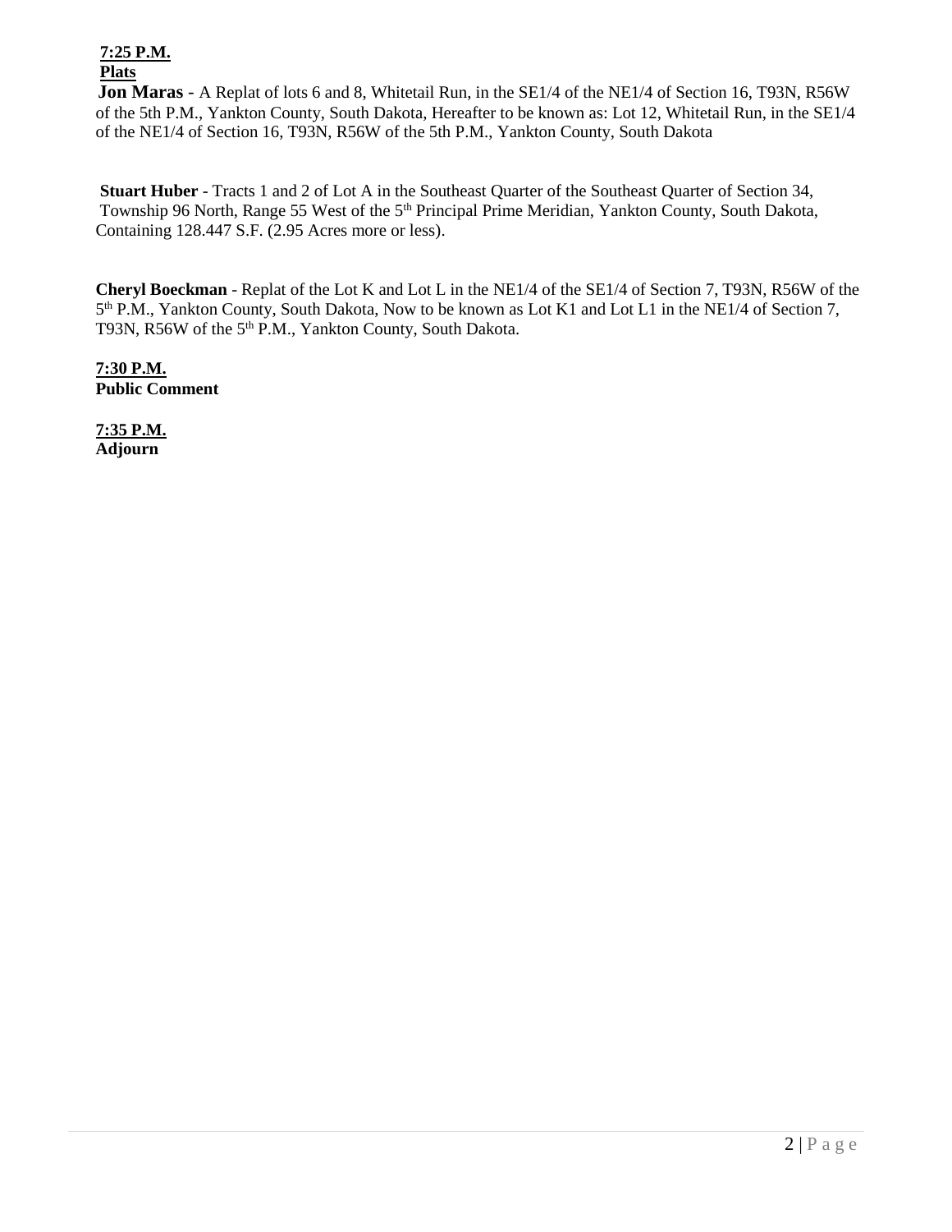**7:25 P.M.**
**Plats**

**Jon Maras** - A Replat of lots 6 and 8, Whitetail Run, in the SE1/4 of the NE1/4 of Section 16, T93N, R56W of the 5th P.M., Yankton County, South Dakota, Hereafter to be known as: Lot 12, Whitetail Run, in the SE1/4 of the NE1/4 of Section 16, T93N, R56W of the 5th P.M., Yankton County, South Dakota

**Stuart Huber** - Tracts 1 and 2 of Lot A in the Southeast Quarter of the Southeast Quarter of Section 34, Township 96 North, Range 55 West of the 5th Principal Prime Meridian, Yankton County, South Dakota, Containing 128.447 S.F. (2.95 Acres more or less).

**Cheryl Boeckman** - Replat of the Lot K and Lot L in the NE1/4 of the SE1/4 of Section 7, T93N, R56W of the 5th P.M., Yankton County, South Dakota, Now to be known as Lot K1 and Lot L1 in the NE1/4 of Section 7, T93N, R56W of the 5th P.M., Yankton County, South Dakota.

**7:30 P.M.**
**Public Comment**

**7:35 P.M.**
**Adjourn**